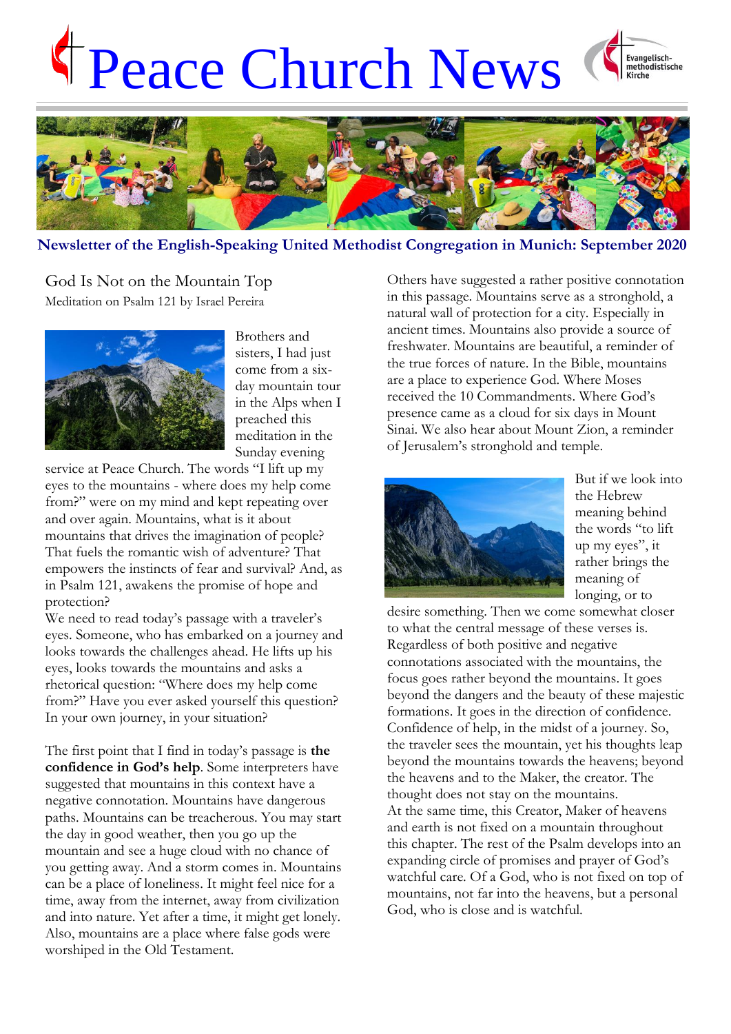# Peace Church News

Evangelisch-methodistische Kirche

**Newsletter of the English-Speaking United Methodist Congregation in Munich: September 2020**

## God Is Not on the Mountain Top

Meditation on Psalm 121 by Israel Pereira

Brothers and sisters, I had just come from a six-day mountain tour in the Alps when I preached this meditation in the Sunday evening service at Peace Church. The words "I lift up my eyes to the mountains - where does my help come from?" were on my mind and kept repeating over and over again. Mountains, what is it about mountains that drives the imagination of people? That fuels the romantic wish of adventure? That empowers the instincts of fear and survival? And, as in Psalm 121, awakens the promise of hope and protection?

We need to read today's passage with a traveler's eyes. Someone, who has embarked on a journey and looks towards the challenges ahead. He lifts up his eyes, looks towards the mountains and asks a rhetorical question: "Where does my help come from?" Have you ever asked yourself this question? In your own journey, in your situation?

The first point that I find in today's passage is **the confidence in God's help**. Some interpreters have suggested that mountains in this context have a negative connotation. Mountains have dangerous paths. Mountains can be treacherous. You may start the day in good weather, then you go up the mountain and see a huge cloud with no chance of you getting away. And a storm comes in. Mountains can be a place of loneliness. It might feel nice for a time, away from the internet, away from civilization and into nature. Yet after a time, it might get lonely. Also, mountains are a place where false gods were worshiped in the Old Testament.

Others have suggested a rather positive connotation in this passage. Mountains serve as a stronghold, a natural wall of protection for a city. Especially in ancient times. Mountains also provide a source of freshwater. Mountains are beautiful, a reminder of the true forces of nature. In the Bible, mountains are a place to experience God. Where Moses received the 10 Commandments. Where God's presence came as a cloud for six days in Mount Sinai. We also hear about Mount Zion, a reminder of Jerusalem's stronghold and temple.

But if we look into the Hebrew meaning behind the words "to lift up my eyes", it rather brings the meaning of longing, or to desire something. Then we come somewhat closer to what the central message of these verses is. Regardless of both positive and negative connotations associated with the mountains, the focus goes rather beyond the mountains. It goes beyond the dangers and the beauty of these majestic formations. It goes in the direction of confidence. Confidence of help, in the midst of a journey. So, the traveler sees the mountain, yet his thoughts leap beyond the mountains towards the heavens; beyond the heavens and to the Maker, the creator. The thought does not stay on the mountains.

At the same time, this Creator, Maker of heavens and earth is not fixed on a mountain throughout this chapter. The rest of the Psalm develops into an expanding circle of promises and prayer of God's watchful care. Of a God, who is not fixed on top of mountains, not far into the heavens, but a personal God, who is close and is watchful.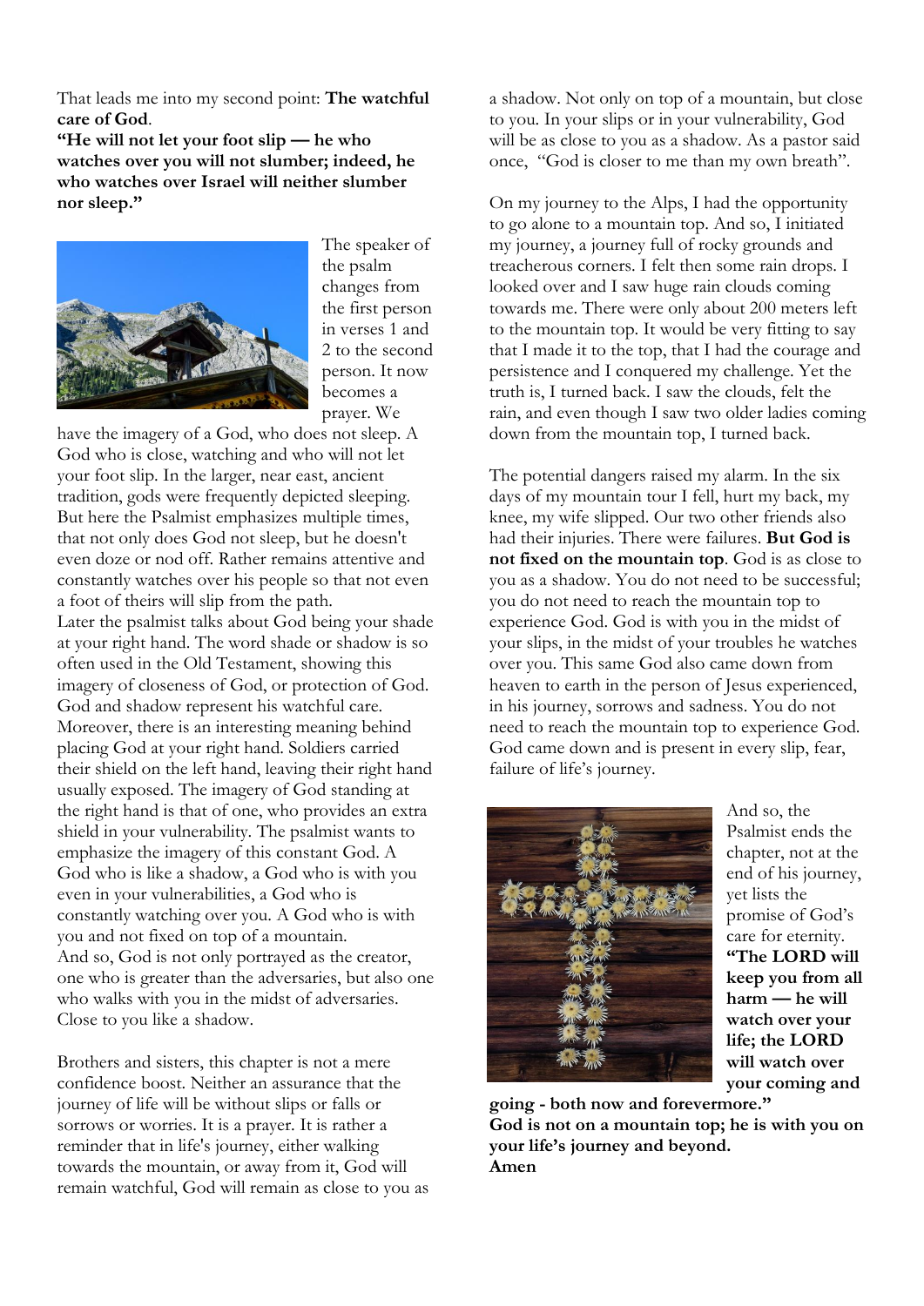That leads me into my second point: **The watchful care of God**.

**"He will not let your foot slip — he who watches over you will not slumber; indeed, he who watches over Israel will neither slumber nor sleep."**

The speaker of the psalm changes from the first person in verses 1 and 2 to the second person. It now becomes a prayer. We have the imagery of a God, who does not sleep. A God who is close, watching and who will not let your foot slip. In the larger, near east, ancient tradition, gods were frequently depicted sleeping. But here the Psalmist emphasizes multiple times, that not only does God not sleep, but he doesn't even doze or nod off. Rather remains attentive and constantly watches over his people so that not even a foot of theirs will slip from the path.

Later the psalmist talks about God being your shade at your right hand. The word shade or shadow is so often used in the Old Testament, showing this imagery of closeness of God, or protection of God. God and shadow represent his watchful care. Moreover, there is an interesting meaning behind placing God at your right hand. Soldiers carried their shield on the left hand, leaving their right hand usually exposed. The imagery of God standing at the right hand is that of one, who provides an extra shield in your vulnerability. The psalmist wants to emphasize the imagery of this constant God. A God who is like a shadow, a God who is with you even in your vulnerabilities, a God who is constantly watching over you. A God who is with you and not fixed on top of a mountain.

And so, God is not only portrayed as the creator, one who is greater than the adversaries, but also one who walks with you in the midst of adversaries. Close to you like a shadow.

Brothers and sisters, this chapter is not a mere confidence boost. Neither an assurance that the journey of life will be without slips or falls or sorrows or worries. It is a prayer. It is rather a reminder that in life's journey, either walking towards the mountain, or away from it, God will remain watchful, God will remain as close to you as a shadow. Not only on top of a mountain, but close to you. In your slips or in your vulnerability, God will be as close to you as a shadow. As a pastor said once, "God is closer to me than my own breath".

On my journey to the Alps, I had the opportunity to go alone to a mountain top. And so, I initiated my journey, a journey full of rocky grounds and treacherous corners. I felt then some rain drops. I looked over and I saw huge rain clouds coming towards me. There were only about 200 meters left to the mountain top. It would be very fitting to say that I made it to the top, that I had the courage and persistence and I conquered my challenge. Yet the truth is, I turned back. I saw the clouds, felt the rain, and even though I saw two older ladies coming down from the mountain top, I turned back.

The potential dangers raised my alarm. In the six days of my mountain tour I fell, hurt my back, my knee, my wife slipped. Our two other friends also had their injuries. There were failures. **But God is not fixed on the mountain top**. God is as close to you as a shadow. You do not need to be successful; you do not need to reach the mountain top to experience God. God is with you in the midst of your slips, in the midst of your troubles he watches over you. This same God also came down from heaven to earth in the person of Jesus experienced, in his journey, sorrows and sadness. You do not need to reach the mountain top to experience God. God came down and is present in every slip, fear, failure of life's journey.

And so, the Psalmist ends the chapter, not at the end of his journey, yet lists the promise of God's care for eternity. **"The LORD will keep you from all harm — he will watch over your life; the LORD will watch over your coming and going - both now and forevermore."**

**God is not on a mountain top; he is with you on your life's journey and beyond.**

**Amen**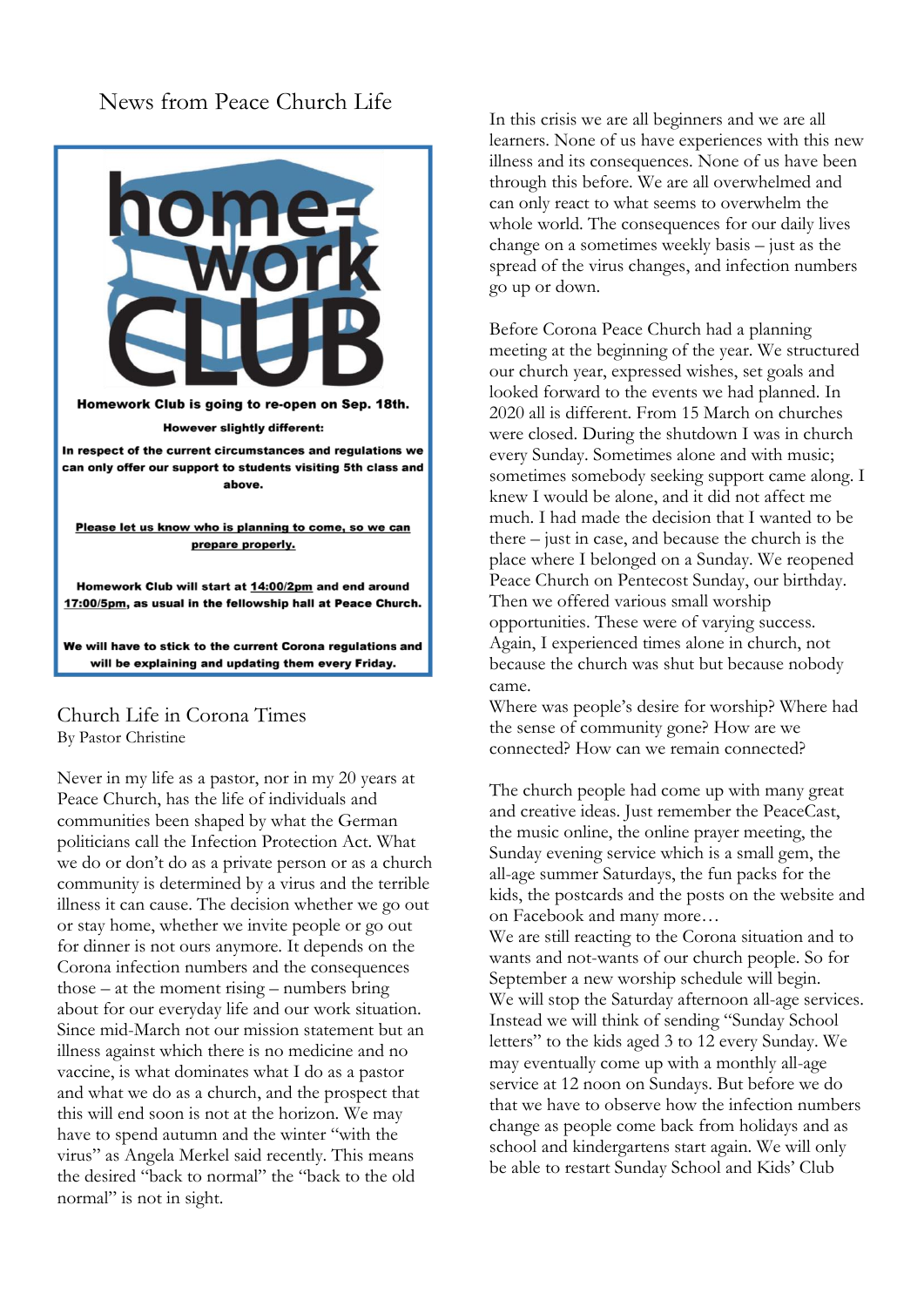# News from Peace Church Life

home-work CLUB

**Homework Club is going to re-open on Sep. 18th.**

**However slightly different:**

**In respect of the current circumstances and regulations we can only offer our support to students visiting 5th class and above.**

**Please let us know who is planning to come, so we can prepare properly.**

**Homework Club will start at 14:00/2pm and end around 17:00/5pm, as usual in the fellowship hall at Peace Church.**

**We will have to stick to the current Corona regulations and will be explaining and updating them every Friday.**

## Church Life in Corona Times

By Pastor Christine

Never in my life as a pastor, nor in my 20 years at Peace Church, has the life of individuals and communities been shaped by what the German politicians call the Infection Protection Act. What we do or don't do as a private person or as a church community is determined by a virus and the terrible illness it can cause. The decision whether we go out or stay home, whether we invite people or go out for dinner is not ours anymore. It depends on the Corona infection numbers and the consequences those – at the moment rising – numbers bring about for our everyday life and our work situation. Since mid-March not our mission statement but an illness against which there is no medicine and no vaccine, is what dominates what I do as a pastor and what we do as a church, and the prospect that this will end soon is not at the horizon. We may have to spend autumn and the winter "with the virus" as Angela Merkel said recently. This means the desired "back to normal" the "back to the old normal" is not in sight.

In this crisis we are all beginners and we are all learners. None of us have experiences with this new illness and its consequences. None of us have been through this before. We are all overwhelmed and can only react to what seems to overwhelm the whole world. The consequences for our daily lives change on a sometimes weekly basis – just as the spread of the virus changes, and infection numbers go up or down.

Before Corona Peace Church had a planning meeting at the beginning of the year. We structured our church year, expressed wishes, set goals and looked forward to the events we had planned. In 2020 all is different. From 15 March on churches were closed. During the shutdown I was in church every Sunday. Sometimes alone and with music; sometimes somebody seeking support came along. I knew I would be alone, and it did not affect me much. I had made the decision that I wanted to be there – just in case, and because the church is the place where I belonged on a Sunday. We reopened Peace Church on Pentecost Sunday, our birthday. Then we offered various small worship opportunities. These were of varying success. Again, I experienced times alone in church, not because the church was shut but because nobody came.

Where was people's desire for worship? Where had the sense of community gone? How are we connected? How can we remain connected?

The church people had come up with many great and creative ideas. Just remember the PeaceCast, the music online, the online prayer meeting, the Sunday evening service which is a small gem, the all-age summer Saturdays, the fun packs for the kids, the postcards and the posts on the website and on Facebook and many more…

We are still reacting to the Corona situation and to wants and not-wants of our church people. So for September a new worship schedule will begin. We will stop the Saturday afternoon all-age services. Instead we will think of sending "Sunday School letters" to the kids aged 3 to 12 every Sunday. We may eventually come up with a monthly all-age service at 12 noon on Sundays. But before we do that we have to observe how the infection numbers change as people come back from holidays and as school and kindergartens start again. We will only be able to restart Sunday School and Kids' Club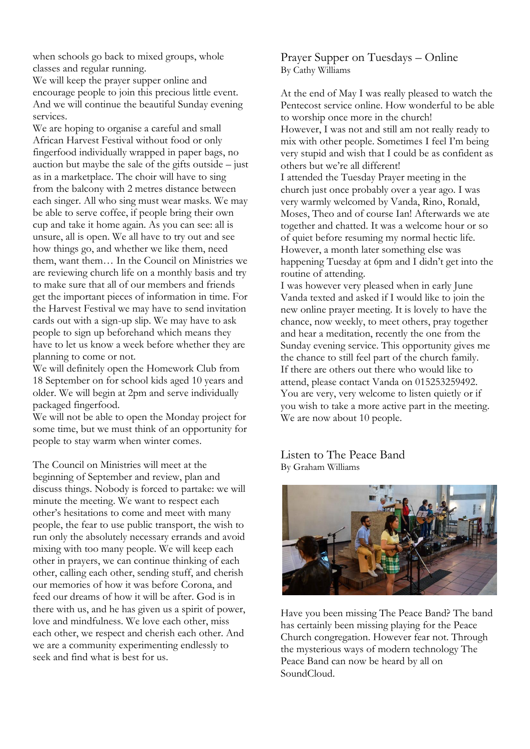when schools go back to mixed groups, whole classes and regular running.

We will keep the prayer supper online and encourage people to join this precious little event. And we will continue the beautiful Sunday evening services.

We are hoping to organise a careful and small African Harvest Festival without food or only fingerfood individually wrapped in paper bags, no auction but maybe the sale of the gifts outside – just as in a marketplace. The choir will have to sing from the balcony with 2 metres distance between each singer. All who sing must wear masks. We may be able to serve coffee, if people bring their own cup and take it home again. As you can see: all is unsure, all is open. We all have to try out and see how things go, and whether we like them, need them, want them… In the Council on Ministries we are reviewing church life on a monthly basis and try to make sure that all of our members and friends get the important pieces of information in time. For the Harvest Festival we may have to send invitation cards out with a sign-up slip. We may have to ask people to sign up beforehand which means they have to let us know a week before whether they are planning to come or not.

We will definitely open the Homework Club from 18 September on for school kids aged 10 years and older. We will begin at 2pm and serve individually packaged fingerfood.

We will not be able to open the Monday project for some time, but we must think of an opportunity for people to stay warm when winter comes.

The Council on Ministries will meet at the beginning of September and review, plan and discuss things. Nobody is forced to partake: we will minute the meeting. We want to respect each other's hesitations to come and meet with many people, the fear to use public transport, the wish to run only the absolutely necessary errands and avoid mixing with too many people. We will keep each other in prayers, we can continue thinking of each other, calling each other, sending stuff, and cherish our memories of how it was before Corona, and feed our dreams of how it will be after. God is in there with us, and he has given us a spirit of power, love and mindfulness. We love each other, miss each other, we respect and cherish each other. And we are a community experimenting endlessly to seek and find what is best for us.

## Prayer Supper on Tuesdays – Online

By Cathy Williams

At the end of May I was really pleased to watch the Pentecost service online. How wonderful to be able to worship once more in the church!

However, I was not and still am not really ready to mix with other people. Sometimes I feel I'm being very stupid and wish that I could be as confident as others but we're all different!

I attended the Tuesday Prayer meeting in the church just once probably over a year ago. I was very warmly welcomed by Vanda, Rino, Ronald, Moses, Theo and of course Ian! Afterwards we ate together and chatted. It was a welcome hour or so of quiet before resuming my normal hectic life. However, a month later something else was happening Tuesday at 6pm and I didn't get into the routine of attending.

I was however very pleased when in early June Vanda texted and asked if I would like to join the new online prayer meeting. It is lovely to have the chance, now weekly, to meet others, pray together and hear a meditation, recently the one from the Sunday evening service. This opportunity gives me the chance to still feel part of the church family. If there are others out there who would like to attend, please contact Vanda on 015253259492. You are very, very welcome to listen quietly or if you wish to take a more active part in the meeting. We are now about 10 people.

## Listen to The Peace Band

By Graham Williams

Have you been missing The Peace Band? The band has certainly been missing playing for the Peace Church congregation. However fear not. Through the mysterious ways of modern technology The Peace Band can now be heard by all on SoundCloud.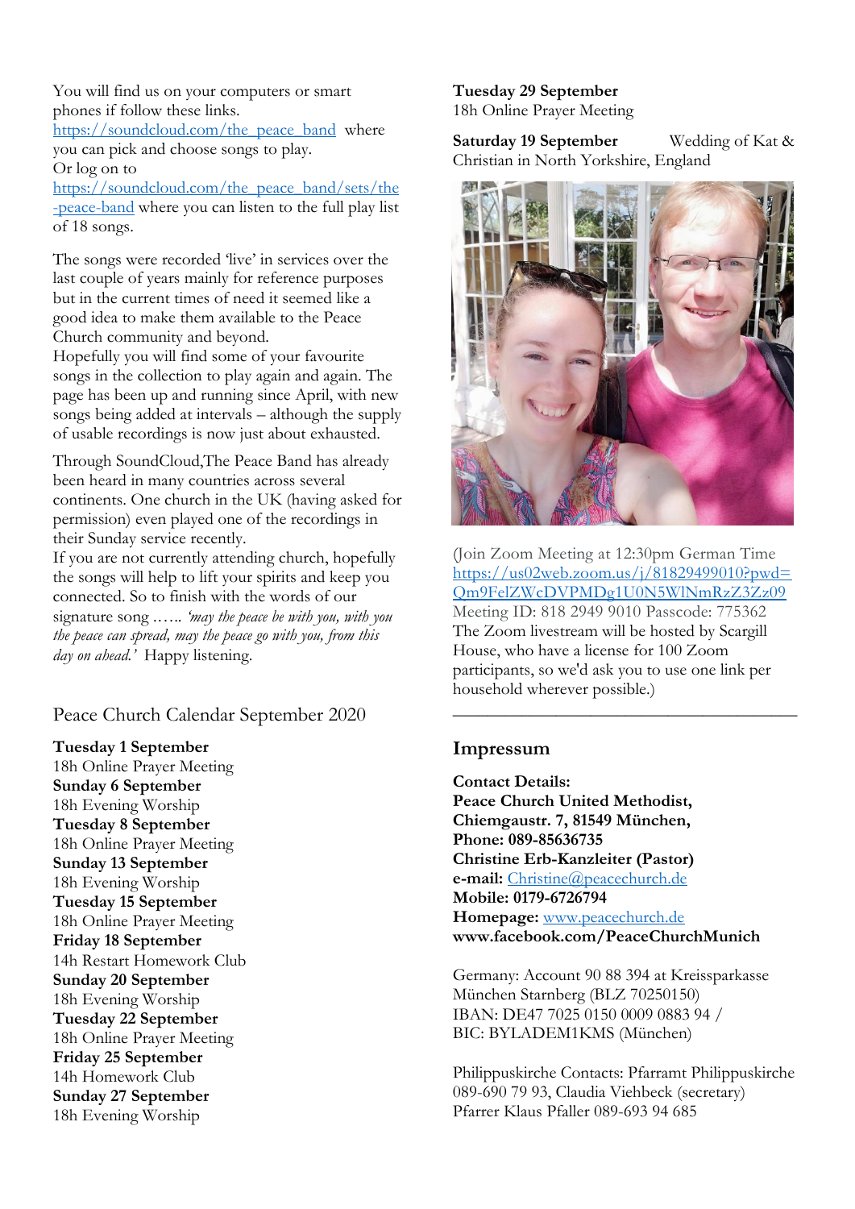You will find us on your computers or smart phones if follow these links.
https://soundcloud.com/the_peace_band where you can pick and choose songs to play.
Or log on to
https://soundcloud.com/the_peace_band/sets/the-peace-band where you can listen to the full play list of 18 songs.

The songs were recorded 'live' in services over the last couple of years mainly for reference purposes but in the current times of need it seemed like a good idea to make them available to the Peace Church community and beyond.
Hopefully you will find some of your favourite songs in the collection to play again and again. The page has been up and running since April, with new songs being added at intervals – although the supply of usable recordings is now just about exhausted.

Through SoundCloud,The Peace Band has already been heard in many countries across several continents. One church in the UK (having asked for permission) even played one of the recordings in their Sunday service recently.
If you are not currently attending church, hopefully the songs will help to lift your spirits and keep you connected. So to finish with the words of our signature song …... *'may the peace be with you, with you the peace can spread, may the peace go with you, from this day on ahead.'* Happy listening.

## Peace Church Calendar September 2020

**Tuesday 1 September**
18h Online Prayer Meeting
**Sunday 6 September**
18h Evening Worship
**Tuesday 8 September**
18h Online Prayer Meeting
**Sunday 13 September**
18h Evening Worship
**Tuesday 15 September**
18h Online Prayer Meeting
**Friday 18 September**
14h Restart Homework Club
**Sunday 20 September**
18h Evening Worship
**Tuesday 22 September**
18h Online Prayer Meeting
**Friday 25 September**
14h Homework Club
**Sunday 27 September**
18h Evening Worship
**Tuesday 29 September**
18h Online Prayer Meeting

**Saturday 19 September** Wedding of Kat & Christian in North Yorkshire, England

(Join Zoom Meeting at 12:30pm German Time
https://us02web.zoom.us/j/81829499010?pwd=Qm9FelZWcDVPMDg1U0N5WlNmRzZ3Zz09
Meeting ID: 818 2949 9010 Passcode: 775362
The Zoom livestream will be hosted by Scargill House, who have a license for 100 Zoom participants, so we'd ask you to use one link per household wherever possible.)

---

## Impressum

**Contact Details:**
**Peace Church United Methodist,**
**Chiemgaustr. 7, 81549 München,**
**Phone: 089-85636735**
**Christine Erb-Kanzleiter (Pastor)**
**e-mail:** Christine@peacechurch.de
**Mobile: 0179-6726794**
**Homepage:** www.peacechurch.de
**www.facebook.com/PeaceChurchMunich**

Germany: Account 90 88 394 at Kreissparkasse München Starnberg (BLZ 70250150)
IBAN: DE47 7025 0150 0009 0883 94 /
BIC: BYLADEM1KMS (München)

Philippuskirche Contacts: Pfarramt Philippuskirche 089-690 79 93, Claudia Viehbeck (secretary)
Pfarrer Klaus Pfaller 089-693 94 685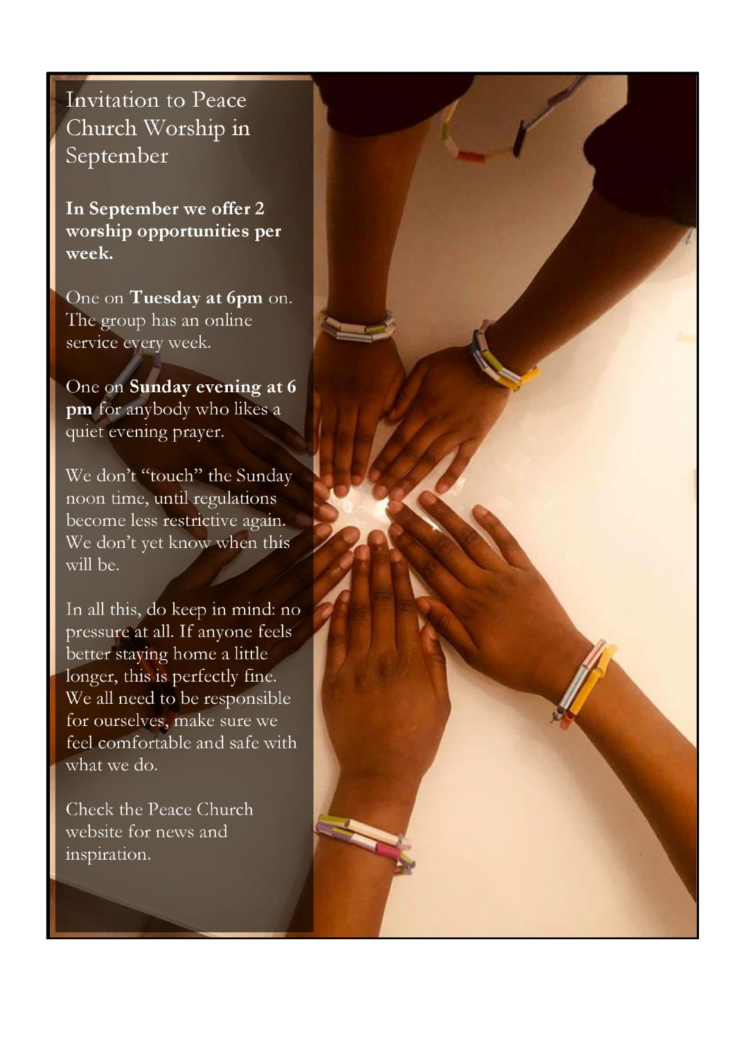# Invitation to Peace Church Worship in September

**In September we offer 2 worship opportunities per week.**

One on **Tuesday at 6pm** on. The group has an online service every week.

One on **Sunday evening at 6 pm** for anybody who likes a quiet evening prayer.

We don't "touch" the Sunday noon time, until regulations become less restrictive again. We don't yet know when this will be.

In all this, do keep in mind: no pressure at all. If anyone feels better staying home a little longer, this is perfectly fine. We all need to be responsible for ourselves, make sure we feel comfortable and safe with what we do.

Check the Peace Church website for news and inspiration.